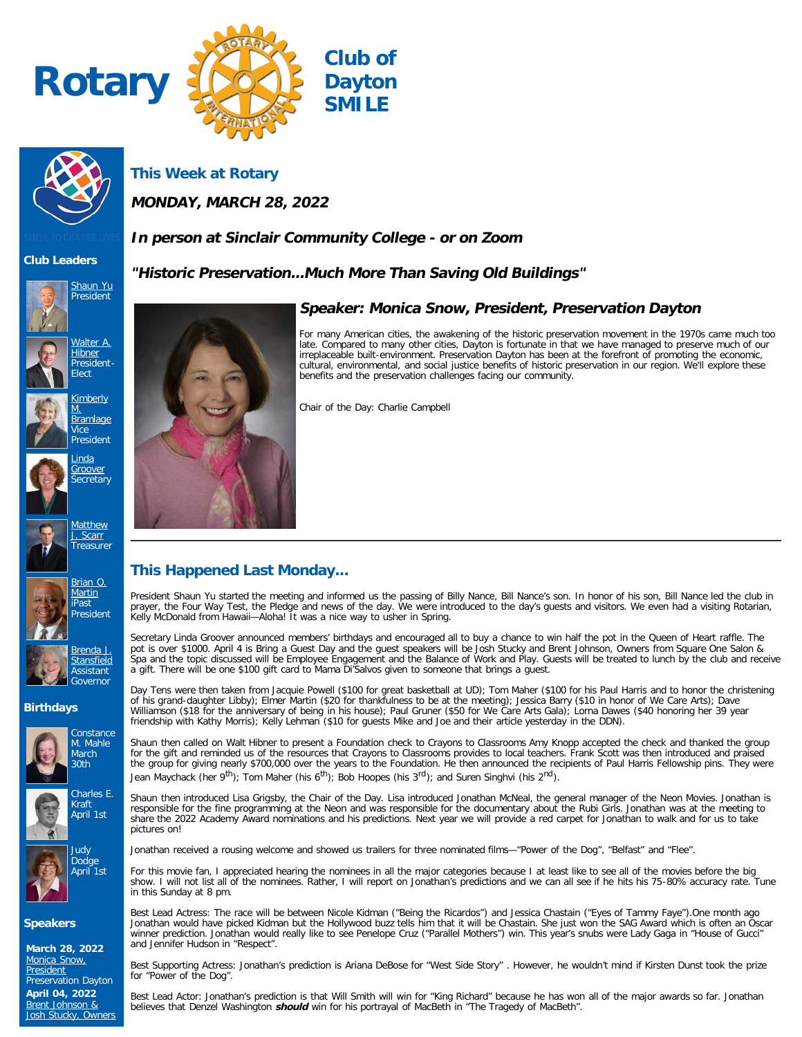# Rotary Club of Dayton SMILE

SERVE TO CHANGE LIVES

## Club Leaders

Shaun Yu
President

Walter A. Hibner
President-Elect

Kimberly M. Bramlage
Vice President

Linda Groover
Secretary

Matthew J. Scarr
Treasurer

Brian O. Martin
iPast President

Brenda J. Stansfield
Assistant Governor

## Birthdays

Constance M. Mahle
March 30th

Charles E. Kraft
April 1st

Judy Dodge
April 1st

## Speakers

**March 28, 2022**
Monica Snow, President
Preservation Dayton

**April 04, 2022**
Brent Johnson & Josh Stucky, Owners

## This Week at Rotary

***MONDAY, MARCH 28, 2022***

***In person at Sinclair Community College - or on Zoom***

***"Historic Preservation...Much More Than Saving Old Buildings"***

### *Speaker: Monica Snow, President, Preservation Dayton*

For many American cities, the awakening of the historic preservation movement in the 1970s came much too late. Compared to many other cities, Dayton is fortunate in that we have managed to preserve much of our irreplaceable built-environment. Preservation Dayton has been at the forefront of promoting the economic, cultural, environmental, and social justice benefits of historic preservation in our region. We'll explore these benefits and the preservation challenges facing our community.

Chair of the Day: Charlie Campbell

---

## This Happened Last Monday...

President Shaun Yu started the meeting and informed us the passing of Billy Nance, Bill Nance's son. In honor of his son, Bill Nance led the club in prayer, the Four Way Test, the Pledge and news of the day. We were introduced to the day's guests and visitors. We even had a visiting Rotarian, Kelly McDonald from Hawaii—Aloha! It was a nice way to usher in Spring.

Secretary Linda Groover announced members' birthdays and encouraged all to buy a chance to win half the pot in the Queen of Heart raffle. The pot is over $1000. April 4 is Bring a Guest Day and the guest speakers will be Josh Stucky and Brent Johnson, Owners from Square One Salon & Spa and the topic discussed will be Employee Engagement and the Balance of Work and Play. Guests will be treated to lunch by the club and receive a gift. There will be one $100 gift card to Mama Di'Salvos given to someone that brings a guest.

Day Tens were then taken from Jacquie Powell ($100 for great basketball at UD); Tom Maher ($100 for his Paul Harris and to honor the christening of his grand-daughter Libby); Elmer Martin ($20 for thankfulness to be at the meeting); Jessica Barry ($10 in honor of We Care Arts); Dave Williamson ($18 for the anniversary of being in his house); Paul Gruner ($50 for We Care Arts Gala); Lorna Dawes ($40 honoring her 39 year friendship with Kathy Morris); Kelly Lehman ($10 for guests Mike and Joe and their article yesterday in the DDN).

Shaun then called on Walt Hibner to present a Foundation check to Crayons to Classrooms Amy Knopp accepted the check and thanked the group for the gift and reminded us of the resources that Crayons to Classrooms provides to local teachers. Frank Scott was then introduced and praised the group for giving nearly $700,000 over the years to the Foundation. He then announced the recipients of Paul Harris Fellowship pins. They were Jean Maychack (her 9th); Tom Maher (his 6th); Bob Hoopes (his 3rd); and Suren Singhvi (his 2nd).

Shaun then introduced Lisa Grigsby, the Chair of the Day. Lisa introduced Jonathan McNeal, the general manager of the Neon Movies. Jonathan is responsible for the fine programming at the Neon and was responsible for the documentary about the Rubi Girls. Jonathan was at the meeting to share the 2022 Academy Award nominations and his predictions. Next year we will provide a red carpet for Jonathan to walk and for us to take pictures on!

Jonathan received a rousing welcome and showed us trailers for three nominated films—"Power of the Dog", "Belfast" and "Flee".

For this movie fan, I appreciated hearing the nominees in all the major categories because I at least like to see all of the movies before the big show. I will not list all of the nominees. Rather, I will report on Jonathan's predictions and we can all see if he hits his 75-80% accuracy rate. Tune in this Sunday at 8 pm.

Best Lead Actress: The race will be between Nicole Kidman ("Being the Ricardos") and Jessica Chastain ("Eyes of Tammy Faye").One month ago Jonathan would have picked Kidman but the Hollywood buzz tells him that it will be Chastain. She just won the SAG Award which is often an Oscar winner prediction. Jonathan would really like to see Penelope Cruz ("Parallel Mothers") win. This year's snubs were Lady Gaga in "House of Gucci" and Jennifer Hudson in "Respect".

Best Supporting Actress: Jonathan's prediction is Ariana DeBose for "West Side Story" . However, he wouldn't mind if Kirsten Dunst took the prize for "Power of the Dog".

Best Lead Actor: Jonathan's prediction is that Will Smith will win for "King Richard" because he has won all of the major awards so far. Jonathan believes that Denzel Washington ***should*** win for his portrayal of MacBeth in "The Tragedy of MacBeth".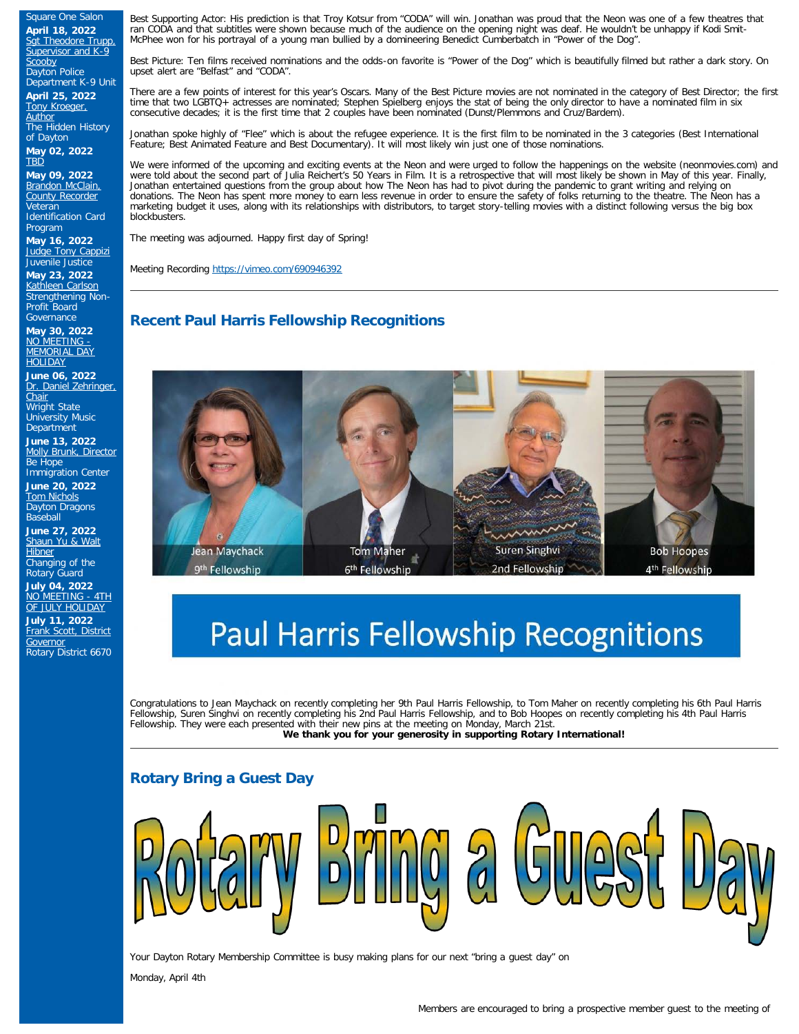Square One Salon

**April 18, 2022**
Sgt Theodore Trupp, Supervisor and K-9 Scooby
Dayton Police Department K-9 Unit

**April 25, 2022**
Tony Kroeger, Author
The Hidden History of Dayton

**May 02, 2022**
TBD

**May 09, 2022**
Brandon McClain, County Recorder
Veteran Identification Card Program

**May 16, 2022**
Judge Tony Cappizi
Juvenile Justice

**May 23, 2022**
Kathleen Carlson
Strengthening Non-Profit Board Governance

**May 30, 2022**
NO MEETING - MEMORIAL DAY HOLIDAY

**June 06, 2022**
Dr. Daniel Zehringer, Chair
Wright State University Music Department

**June 13, 2022**
Molly Brunk, Director
Be Hope Immigration Center

**June 20, 2022**
Tom Nichols
Dayton Dragons Baseball

**June 27, 2022**
Shaun Yu & Walt Hibner
Changing of the Rotary Guard

**July 04, 2022**
NO MEETING - 4TH OF JULY HOLIDAY

**July 11, 2022**
Frank Scott, District Governor
Rotary District 6670

Best Supporting Actor: His prediction is that Troy Kotsur from "CODA" will win. Jonathan was proud that the Neon was one of a few theatres that ran CODA and that subtitles were shown because much of the audience on the opening night was deaf. He wouldn't be unhappy if Kodi Smit-McPhee won for his portrayal of a young man bullied by a domineering Benedict Cumberbatch in "Power of the Dog".

Best Picture: Ten films received nominations and the odds-on favorite is "Power of the Dog" which is beautifully filmed but rather a dark story. On upset alert are "Belfast" and "CODA".

There are a few points of interest for this year's Oscars. Many of the Best Picture movies are not nominated in the category of Best Director; the first time that two LGBTQ+ actresses are nominated; Stephen Spielberg enjoys the stat of being the only director to have a nominated film in six consecutive decades; it is the first time that 2 couples have been nominated (Dunst/Plemmons and Cruz/Bardem).

Jonathan spoke highly of "Flee" which is about the refugee experience. It is the first film to be nominated in the 3 categories (Best International Feature; Best Animated Feature and Best Documentary). It will most likely win just one of those nominations.

We were informed of the upcoming and exciting events at the Neon and were urged to follow the happenings on the website (neonmovies.com) and were told about the second part of Julia Reichert's 50 Years in Film. It is a retrospective that will most likely be shown in May of this year. Finally, Jonathan entertained questions from the group about how The Neon has had to pivot during the pandemic to grant writing and relying on donations. The Neon has spent more money to earn less revenue in order to ensure the safety of folks returning to the theatre. The Neon has a marketing budget it uses, along with its relationships with distributors, to target story-telling movies with a distinct following versus the big box blockbusters.

The meeting was adjourned. Happy first day of Spring!

Meeting Recording https://vimeo.com/690946392

---

## Recent Paul Harris Fellowship Recognitions

Jean Maychack 9th Fellowship | Tom Maher 6th Fellowship | Suren Singhvi 2nd Fellowship | Bob Hoopes 4th Fellowship

Paul Harris Fellowship Recognitions

Congratulations to Jean Maychack on recently completing her 9th Paul Harris Fellowship, to Tom Maher on recently completing his 6th Paul Harris Fellowship, Suren Singhvi on recently completing his 2nd Paul Harris Fellowship, and to Bob Hoopes on recently completing his 4th Paul Harris Fellowship. They were each presented with their new pins at the meeting on Monday, March 21st.

**We thank you for your generosity in supporting Rotary International!**

---

## Rotary Bring a Guest Day

Rotary Bring a Guest Day

Your Dayton Rotary Membership Committee is busy making plans for our next "bring a guest day" on

Monday, April 4th

Members are encouraged to bring a prospective member guest to the meeting of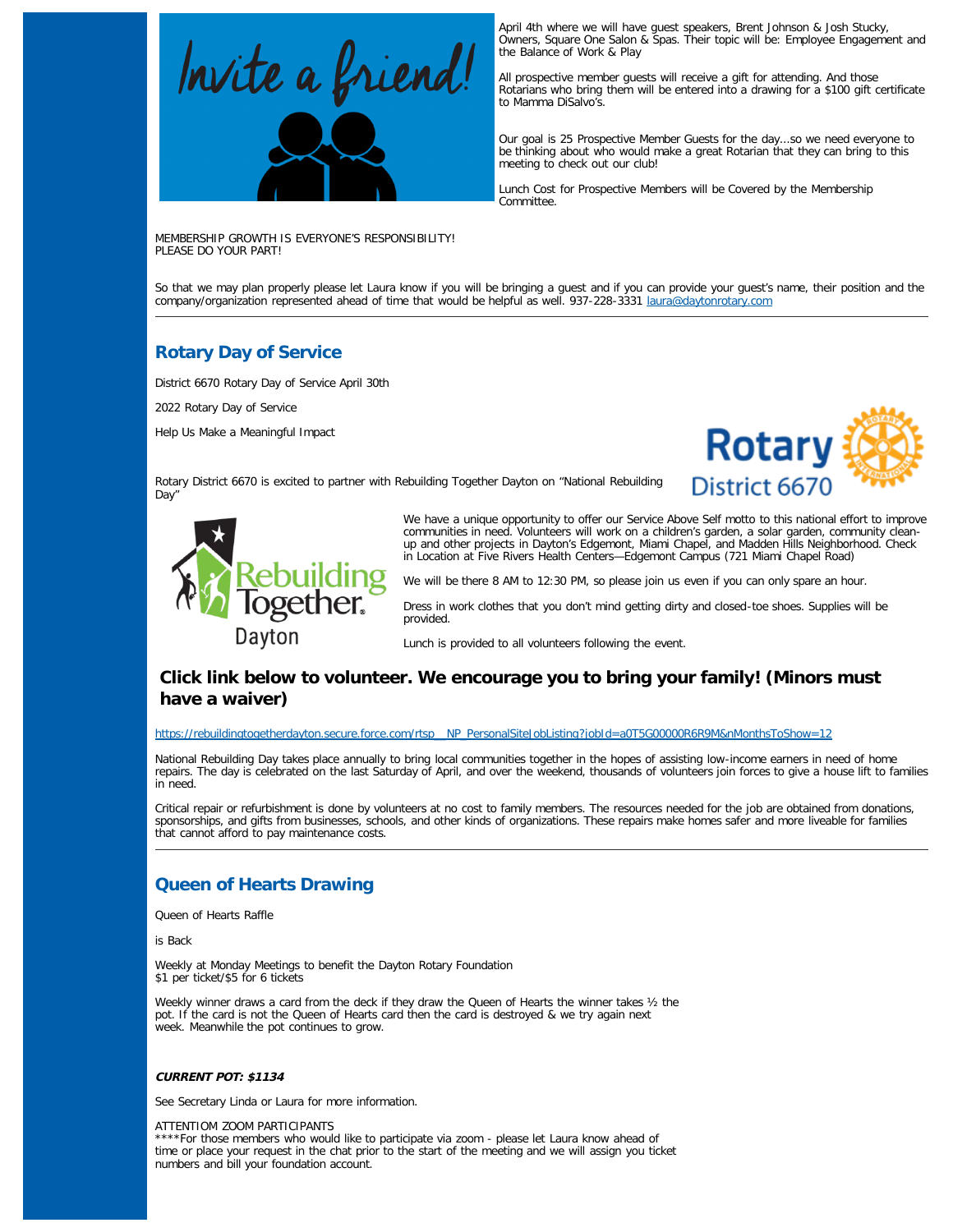April 4th where we will have guest speakers, Brent Johnson & Josh Stucky, Owners, Square One Salon & Spas. Their topic will be: Employee Engagement and the Balance of Work & Play

All prospective member guests will receive a gift for attending. And those Rotarians who bring them will be entered into a drawing for a $100 gift certificate to Mamma DiSalvo's.

Our goal is 25 Prospective Member Guests for the day...so we need everyone to be thinking about who would make a great Rotarian that they can bring to this meeting to check out our club!

Lunch Cost for Prospective Members will be Covered by the Membership Committee.

MEMBERSHIP GROWTH IS EVERYONE'S RESPONSIBILITY!
PLEASE DO YOUR PART!

So that we may plan properly please let Laura know if you will be bringing a guest and if you can provide your guest's name, their position and the company/organization represented ahead of time that would be helpful as well. 937-228-3331 laura@daytonrotary.com

---

## Rotary Day of Service

District 6670 Rotary Day of Service April 30th

2022 Rotary Day of Service

Help Us Make a Meaningful Impact

Rotary District 6670 is excited to partner with Rebuilding Together Dayton on "National Rebuilding Day"

We have a unique opportunity to offer our Service Above Self motto to this national effort to improve communities in need. Volunteers will work on a children's garden, a solar garden, community clean-up and other projects in Dayton's Edgemont, Miami Chapel, and Madden Hills Neighborhood. Check in Location at Five Rivers Health Centers—Edgemont Campus (721 Miami Chapel Road)

We will be there 8 AM to 12:30 PM, so please join us even if you can only spare an hour.

Dress in work clothes that you don't mind getting dirty and closed-toe shoes. Supplies will be provided.

Lunch is provided to all volunteers following the event.

### Click link below to volunteer. We encourage you to bring your family! (Minors must have a waiver)

https://rebuildingtogetherdayton.secure.force.com/rtsp__NP_PersonalSiteJobListing?jobId=a0T5G00000R6R9M&nMonthsToShow=12

National Rebuilding Day takes place annually to bring local communities together in the hopes of assisting low-income earners in need of home repairs. The day is celebrated on the last Saturday of April, and over the weekend, thousands of volunteers join forces to give a house lift to families in need.

Critical repair or refurbishment is done by volunteers at no cost to family members. The resources needed for the job are obtained from donations, sponsorships, and gifts from businesses, schools, and other kinds of organizations. These repairs make homes safer and more liveable for families that cannot afford to pay maintenance costs.

---

## Queen of Hearts Drawing

Queen of Hearts Raffle

is Back

Weekly at Monday Meetings to benefit the Dayton Rotary Foundation
$1 per ticket/$5 for 6 tickets

Weekly winner draws a card from the deck if they draw the Queen of Hearts the winner takes ½ the pot. If the card is not the Queen of Hearts card then the card is destroyed & we try again next week. Meanwhile the pot continues to grow.

***CURRENT POT: $1134***

See Secretary Linda or Laura for more information.

ATTENTIOM ZOOM PARTICIPANTS
****For those members who would like to participate via zoom - please let Laura know ahead of time or place your request in the chat prior to the start of the meeting and we will assign you ticket numbers and bill your foundation account.